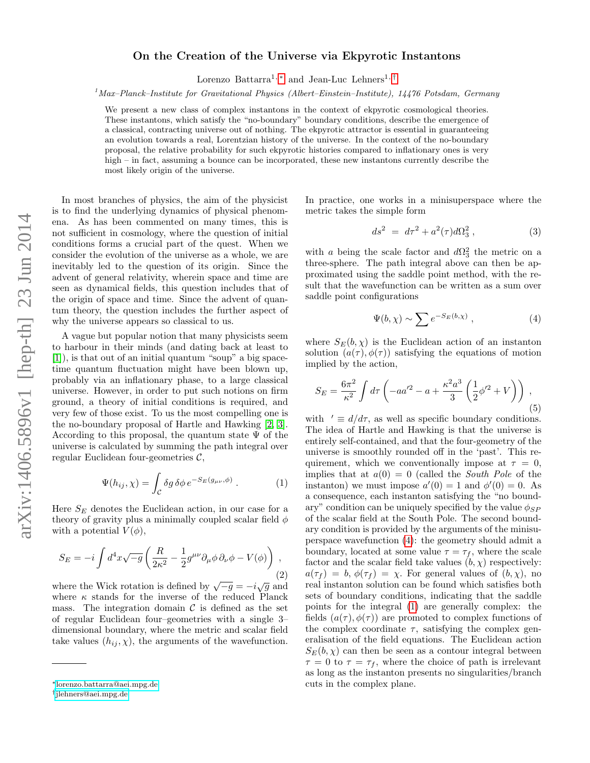# On the Creation of the Universe via Ekpyrotic Instantons

Lorenzo Battarra[1,*] and Jean-Luc Lehners[1,†]

[1] *Max–Planck–Institute for Gravitational Physics (Albert–Einstein–Institute), 14476 Potsdam, Germany*

We present a new class of complex instantons in the context of ekpyrotic cosmological theories. These instantons, which satisfy the "no-boundary" boundary conditions, describe the emergence of a classical, contracting universe out of nothing. The ekpyrotic attractor is essential in guaranteeing an evolution towards a real, Lorentzian history of the universe. In the context of the no-boundary proposal, the relative probability for such ekpyrotic histories compared to inflationary ones is very high – in fact, assuming a bounce can be incorporated, these new instantons currently describe the most likely origin of the universe.

In most branches of physics, the aim of the physicist is to find the underlying dynamics of physical phenomena. As has been commented on many times, this is not sufficient in cosmology, where the question of initial conditions forms a crucial part of the quest. When we consider the evolution of the universe as a whole, we are inevitably led to the question of its origin. Since the advent of general relativity, wherein space and time are seen as dynamical fields, this question includes that of the origin of space and time. Since the advent of quantum theory, the question includes the further aspect of why the universe appears so classical to us.

A vague but popular notion that many physicists seem to harbour in their minds (and dating back at least to [1]), is that out of an initial quantum "soup" a big spacetime quantum fluctuation might have been blown up, probably via an inflationary phase, to a large classical universe. However, in order to put such notions on firm ground, a theory of initial conditions is required, and very few of those exist. To us the most compelling one is the no-boundary proposal of Hartle and Hawking [2, 3]. According to this proposal, the quantum state $\Psi$ of the universe is calculated by summing the path integral over regular Euclidean four-geometries $\mathcal{C}$,

$$\Psi(h_{ij}, \chi) = \int_{\mathcal{C}} \delta g \, \delta\phi \, e^{-S_E(g_{\mu\nu}, \phi)} \, . \tag{1}$$

Here $S_E$ denotes the Euclidean action, in our case for a theory of gravity plus a minimally coupled scalar field $\phi$ with a potential $V(\phi)$,

$$S_E = -i \int d^4x \sqrt{-g} \left( \frac{R}{2\kappa^2} - \frac{1}{2} g^{\mu\nu} \partial_\mu \phi \, \partial_\nu \phi - V(\phi) \right) \, , \tag{2}$$

where the Wick rotation is defined by $\sqrt{-g} = -i\sqrt{g}$ and where $\kappa$ stands for the inverse of the reduced Planck mass. The integration domain $\mathcal{C}$ is defined as the set of regular Euclidean four–geometries with a single 3–dimensional boundary, where the metric and scalar field take values $(h_{ij}, \chi)$, the arguments of the wavefunction. In practice, one works in a minisuperspace where the metric takes the simple form

$$ds^2 \;=\; d\tau^2 + a^2(\tau) d\Omega_3^2 \, , \tag{3}$$

with $a$ being the scale factor and $d\Omega_3^2$ the metric on a three-sphere. The path integral above can then be approximated using the saddle point method, with the result that the wavefunction can be written as a sum over saddle point configurations

$$\Psi(b, \chi) \sim \sum e^{-S_E(b, \chi)} \, , \tag{4}$$

where $S_E(b, \chi)$ is the Euclidean action of an instanton solution $(a(\tau), \phi(\tau))$ satisfying the equations of motion implied by the action,

$$S_E = \frac{6\pi^2}{\kappa^2} \int d\tau \left( -a a'^2 - a + \frac{\kappa^2 a^3}{3} \left( \frac{1}{2} \phi'^2 + V \right) \right) \, , \tag{5}$$

with $' \equiv d/d\tau$, as well as specific boundary conditions. The idea of Hartle and Hawking is that the universe is entirely self-contained, and that the four-geometry of the universe is smoothly rounded off in the 'past'. This requirement, which we conventionally impose at $\tau = 0$, implies that at $a(0) = 0$ (called the *South Pole* of the instanton) we must impose $a'(0) = 1$ and $\phi'(0) = 0$. As a consequence, each instanton satisfying the "no boundary" condition can be uniquely specified by the value $\phi_{SP}$ of the scalar field at the South Pole. The second boundary condition is provided by the arguments of the minisuperspace wavefunction (4): the geometry should admit a boundary, located at some value $\tau = \tau_f$, where the scale factor and the scalar field take values $(b, \chi)$ respectively: $a(\tau_f) = b$, $\phi(\tau_f) = \chi$. For general values of $(b, \chi)$, no real instanton solution can be found which satisfies both sets of boundary conditions, indicating that the saddle points for the integral (1) are generally complex: the fields $(a(\tau), \phi(\tau))$ are promoted to complex functions of the complex coordinate $\tau$, satisfying the complex generalisation of the field equations. The Euclidean action $S_E(b, \chi)$ can then be seen as a contour integral between $\tau = 0$ to $\tau = \tau_f$, where the choice of path is irrelevant as long as the instanton presents no singularities/branch cuts in the complex plane.

---

*lorenzo.battarra@aei.mpg.de
†jlehners@aei.mpg.de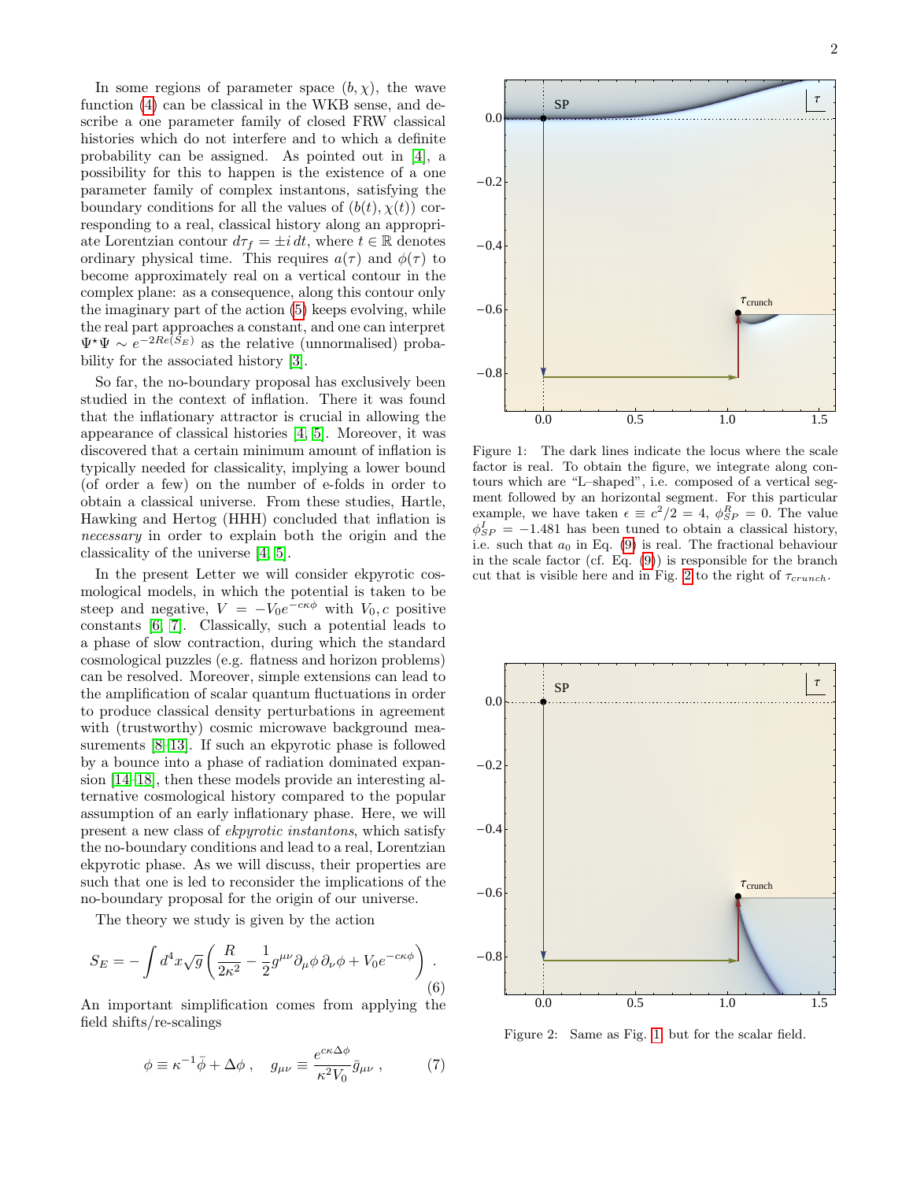In some regions of parameter space $(b, \chi)$, the wave function (4) can be classical in the WKB sense, and describe a one parameter family of closed FRW classical histories which do not interfere and to which a definite probability can be assigned. As pointed out in [4], a possibility for this to happen is the existence of a one parameter family of complex instantons, satisfying the boundary conditions for all the values of $(b(t), \chi(t))$ corresponding to a real, classical history along an appropriate Lorentzian contour $d\tau_f = \pm i\, dt$, where $t \in \mathbb{R}$ denotes ordinary physical time. This requires $a(\tau)$ and $\phi(\tau)$ to become approximately real on a vertical contour in the complex plane: as a consequence, along this contour only the imaginary part of the action (5) keeps evolving, while the real part approaches a constant, and one can interpret $\Psi^\star \Psi \sim e^{-2Re(S_E)}$ as the relative (unnormalised) probability for the associated history [3].

So far, the no-boundary proposal has exclusively been studied in the context of inflation. There it was found that the inflationary attractor is crucial in allowing the appearance of classical histories [4, 5]. Moreover, it was discovered that a certain minimum amount of inflation is typically needed for classicality, implying a lower bound (of order a few) on the number of e-folds in order to obtain a classical universe. From these studies, Hartle, Hawking and Hertog (HHH) concluded that inflation is *necessary* in order to explain both the origin and the classicality of the universe [4, 5].

In the present Letter we will consider ekpyrotic cosmological models, in which the potential is taken to be steep and negative, $V = -V_0 e^{-c\kappa\phi}$ with $V_0, c$ positive constants [6, 7]. Classically, such a potential leads to a phase of slow contraction, during which the standard cosmological puzzles (e.g. flatness and horizon problems) can be resolved. Moreover, simple extensions can lead to the amplification of scalar quantum fluctuations in order to produce classical density perturbations in agreement with (trustworthy) cosmic microwave background measurements [8–13]. If such an ekpyrotic phase is followed by a bounce into a phase of radiation dominated expansion [14–18], then these models provide an interesting alternative cosmological history compared to the popular assumption of an early inflationary phase. Here, we will present a new class of *ekpyrotic instantons*, which satisfy the no-boundary conditions and lead to a real, Lorentzian ekpyrotic phase. As we will discuss, their properties are such that one is led to reconsider the implications of the no-boundary proposal for the origin of our universe.

The theory we study is given by the action

$$S_E = -\int d^4x \sqrt{g} \left( \frac{R}{2\kappa^2} - \frac{1}{2} g^{\mu\nu} \partial_\mu \phi \, \partial_\nu \phi + V_0 e^{-c\kappa\phi} \right) . \tag{6}$$

An important simplification comes from applying the field shifts/re-scalings

$$\phi \equiv \kappa^{-1} \bar{\phi} + \Delta\phi \, , \quad g_{\mu\nu} \equiv \frac{e^{c\kappa\Delta\phi}}{\kappa^2 V_0} \bar{g}_{\mu\nu} \, , \tag{7}$$

Figure 1: The dark lines indicate the locus where the scale factor is real. To obtain the figure, we integrate along contours which are "L–shaped", i.e. composed of a vertical segment followed by an horizontal segment. For this particular example, we have taken $\epsilon \equiv c^2/2 = 4$, $\phi^R_{SP} = 0$. The value $\phi^I_{SP} = -1.481$ has been tuned to obtain a classical history, i.e. such that $a_0$ in Eq. (9) is real. The fractional behaviour in the scale factor (cf. Eq. (9)) is responsible for the branch cut that is visible here and in Fig. 2 to the right of $\tau_{crunch}$.

Figure 2: Same as Fig. 1 but for the scalar field.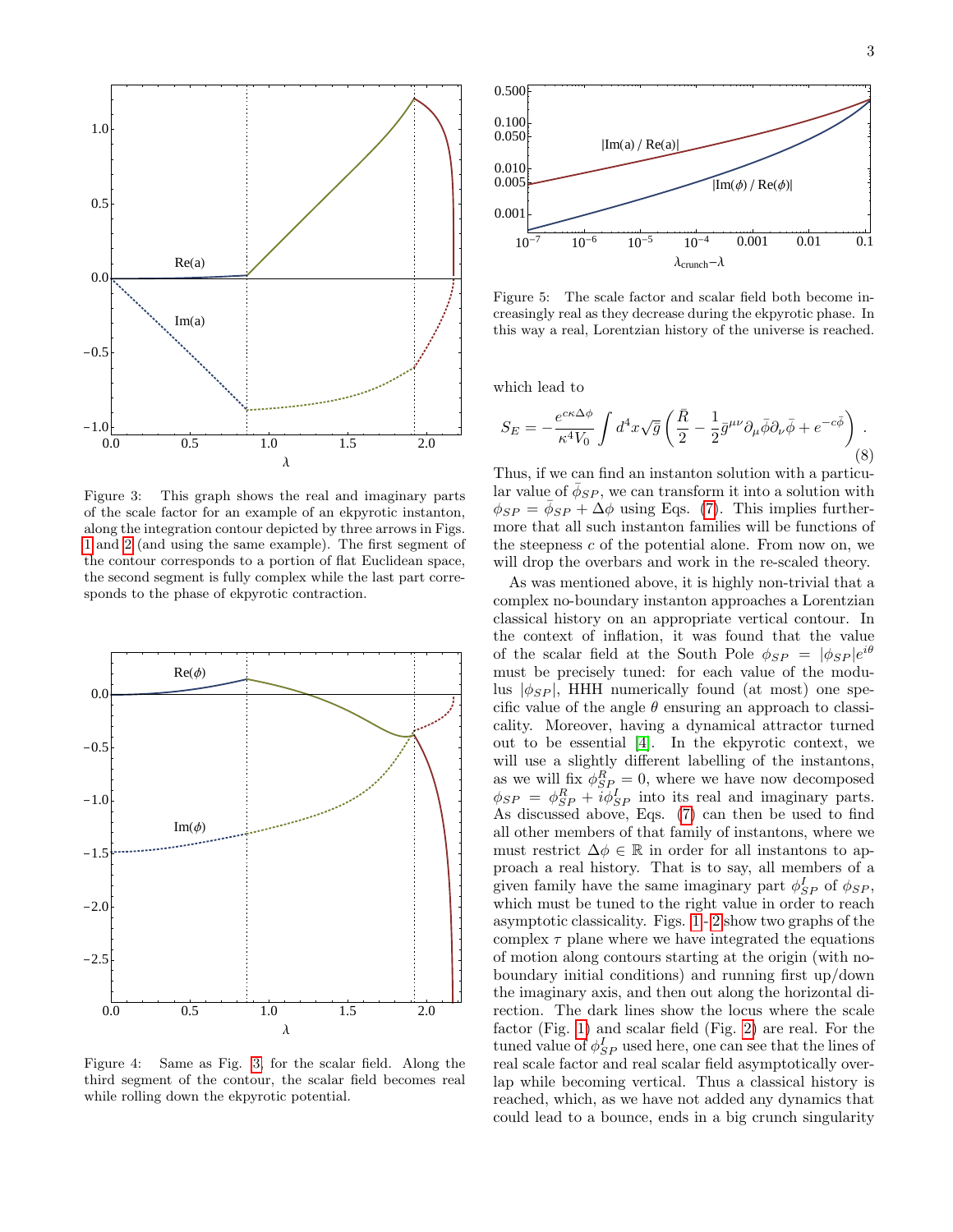Figure 3: This graph shows the real and imaginary parts of the scale factor for an example of an ekpyrotic instanton, along the integration contour depicted by three arrows in Figs. 1 and 2 (and using the same example). The first segment of the contour corresponds to a portion of flat Euclidean space, the second segment is fully complex while the last part corresponds to the phase of ekpyrotic contraction.

Figure 4: Same as Fig. 3, for the scalar field. Along the third segment of the contour, the scalar field becomes real while rolling down the ekpyrotic potential.

Figure 5: The scale factor and scalar field both become increasingly real as they decrease during the ekpyrotic phase. In this way a real, Lorentzian history of the universe is reached.

which lead to

$$S_E = -\frac{e^{c\kappa\Delta\phi}}{\kappa^4 V_0} \int d^4x \sqrt{\bar{g}} \left( \frac{\bar{R}}{2} - \frac{1}{2} \bar{g}^{\mu\nu} \partial_\mu \bar{\phi} \partial_\nu \bar{\phi} + e^{-c\bar{\phi}} \right) . \tag{8}$$

Thus, if we can find an instanton solution with a particular value of $\bar{\phi}_{SP}$, we can transform it into a solution with $\phi_{SP} = \bar{\phi}_{SP} + \Delta\phi$ using Eqs. (7). This implies furthermore that all such instanton families will be functions of the steepness $c$ of the potential alone. From now on, we will drop the overbars and work in the re-scaled theory.

As was mentioned above, it is highly non-trivial that a complex no-boundary instanton approaches a Lorentzian classical history on an appropriate vertical contour. In the context of inflation, it was found that the value of the scalar field at the South Pole $\phi_{SP} = |\phi_{SP}| e^{i\theta}$ must be precisely tuned: for each value of the modulus $|\phi_{SP}|$, HHH numerically found (at most) one specific value of the angle $\theta$ ensuring an approach to classicality. Moreover, having a dynamical attractor turned out to be essential [4]. In the ekpyrotic context, we will use a slightly different labelling of the instantons, as we will fix $\phi_{SP}^R = 0$, where we have now decomposed $\phi_{SP} = \phi_{SP}^R + i\phi_{SP}^I$ into its real and imaginary parts. As discussed above, Eqs. (7) can then be used to find all other members of that family of instantons, where we must restrict $\Delta\phi \in \mathbb{R}$ in order for all instantons to approach a real history. That is to say, all members of a given family have the same imaginary part $\phi_{SP}^I$ of $\phi_{SP}$, which must be tuned to the right value in order to reach asymptotic classicality. Figs. 1 - 2 show two graphs of the complex $\tau$ plane where we have integrated the equations of motion along contours starting at the origin (with no-boundary initial conditions) and running first up/down the imaginary axis, and then out along the horizontal direction. The dark lines show the locus where the scale factor (Fig. 1) and scalar field (Fig. 2) are real. For the tuned value of $\phi_{SP}^I$ used here, one can see that the lines of real scale factor and real scalar field asymptotically overlap while becoming vertical. Thus a classical history is reached, which, as we have not added any dynamics that could lead to a bounce, ends in a big crunch singularity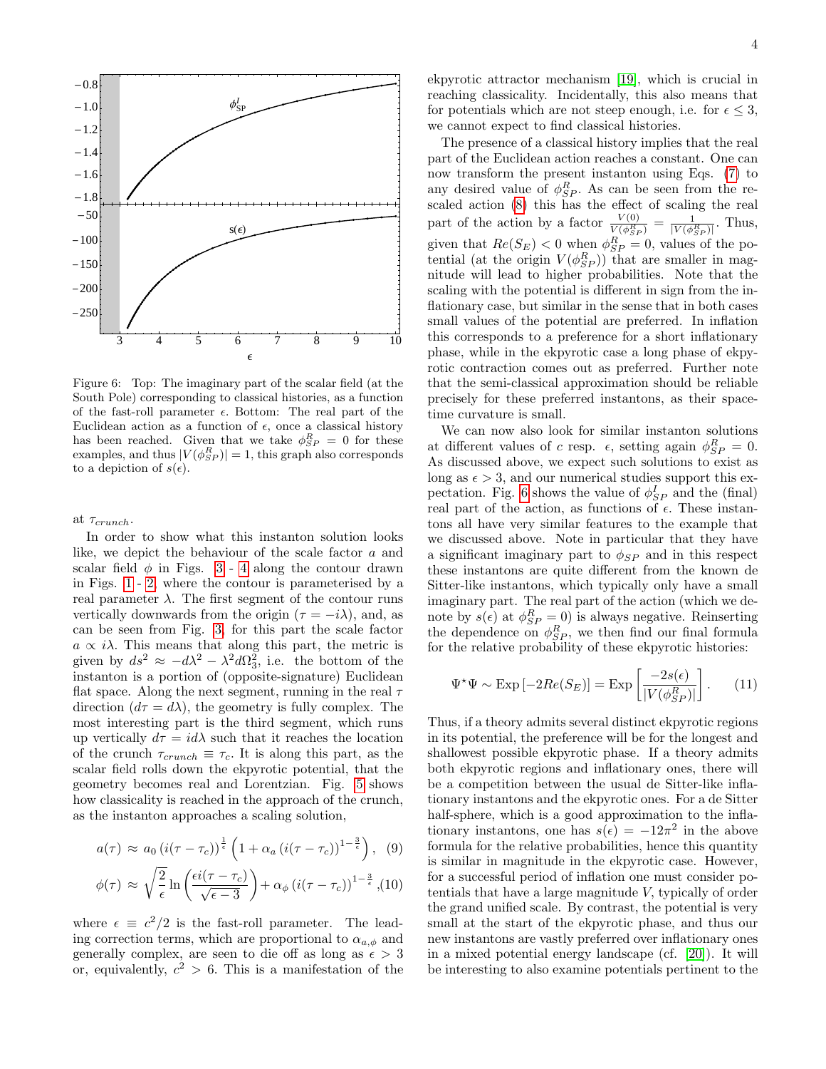Figure 6: Top: The imaginary part of the scalar field (at the South Pole) corresponding to classical histories, as a function of the fast-roll parameter $\epsilon$. Bottom: The real part of the Euclidean action as a function of $\epsilon$, once a classical history has been reached. Given that we take $\phi^R_{SP} = 0$ for these examples, and thus $|V(\phi^R_{SP})| = 1$, this graph also corresponds to a depiction of $s(\epsilon)$.

at $\tau_{crunch}$.

In order to show what this instanton solution looks like, we depict the behaviour of the scale factor $a$ and scalar field $\phi$ in Figs. 3 - 4 along the contour drawn in Figs. 1 - 2, where the contour is parameterised by a real parameter $\lambda$. The first segment of the contour runs vertically downwards from the origin ($\tau = -i\lambda$), and, as can be seen from Fig. 3, for this part the scale factor $a \propto i\lambda$. This means that along this part, the metric is given by $ds^2 \approx -d\lambda^2 - \lambda^2 d\Omega_3^2$, i.e. the bottom of the instanton is a portion of (opposite-signature) Euclidean flat space. Along the next segment, running in the real $\tau$ direction ($d\tau = d\lambda$), the geometry is fully complex. The most interesting part is the third segment, which runs up vertically $d\tau = id\lambda$ such that it reaches the location of the crunch $\tau_{crunch} \equiv \tau_c$. It is along this part, as the scalar field rolls down the ekpyrotic potential, that the geometry becomes real and Lorentzian. Fig. 5 shows how classicality is reached in the approach of the crunch, as the instanton approaches a scaling solution,

$$a(\tau) \approx a_0 \left(i(\tau - \tau_c)\right)^{\frac{1}{\epsilon}} \left(1 + \alpha_a \left(i(\tau - \tau_c)\right)^{1-\frac{3}{\epsilon}}\right), \quad (9)$$

$$\phi(\tau) \approx \sqrt{\frac{2}{\epsilon}} \ln\left(\frac{\epsilon i(\tau - \tau_c)}{\sqrt{\epsilon - 3}}\right) + \alpha_\phi \left(i(\tau - \tau_c)\right)^{1-\frac{3}{\epsilon}}, \quad (10)$$

where $\epsilon \equiv c^2/2$ is the fast-roll parameter. The leading correction terms, which are proportional to $\alpha_{a,\phi}$ and generally complex, are seen to die off as long as $\epsilon > 3$ or, equivalently, $c^2 > 6$. This is a manifestation of the ekpyrotic attractor mechanism [19], which is crucial in reaching classicality. Incidentally, this also means that for potentials which are not steep enough, i.e. for $\epsilon \leq 3$, we cannot expect to find classical histories.

The presence of a classical history implies that the real part of the Euclidean action reaches a constant. One can now transform the present instanton using Eqs. (7) to any desired value of $\phi^R_{SP}$. As can be seen from the rescaled action (8) this has the effect of scaling the real part of the action by a factor $\frac{V(0)}{V(\phi^R_{SP})} = \frac{1}{|V(\phi^R_{SP})|}$. Thus, given that $Re(S_E) < 0$ when $\phi^R_{SP} = 0$, values of the potential (at the origin $V(\phi^R_{SP})$) that are smaller in magnitude will lead to higher probabilities. Note that the scaling with the potential is different in sign from the inflationary case, but similar in the sense that in both cases small values of the potential are preferred. In inflation this corresponds to a preference for a short inflationary phase, while in the ekpyrotic case a long phase of ekpyrotic contraction comes out as preferred. Further note that the semi-classical approximation should be reliable precisely for these preferred instantons, as their spacetime curvature is small.

We can now also look for similar instanton solutions at different values of $c$ resp. $\epsilon$, setting again $\phi^R_{SP} = 0$. As discussed above, we expect such solutions to exist as long as $\epsilon > 3$, and our numerical studies support this expectation. Fig. 6 shows the value of $\phi^I_{SP}$ and the (final) real part of the action, as functions of $\epsilon$. These instantons all have very similar features to the example that we discussed above. Note in particular that they have a significant imaginary part to $\phi_{SP}$ and in this respect these instantons are quite different from the known de Sitter-like instantons, which typically only have a small imaginary part. The real part of the action (which we denote by $s(\epsilon)$ at $\phi^R_{SP} = 0$) is always negative. Reinserting the dependence on $\phi^R_{SP}$, we then find our final formula for the relative probability of these ekpyrotic histories:

$$\Psi^\star \Psi \sim \text{Exp}\left[-2Re(S_E)\right] = \text{Exp}\left[\frac{-2s(\epsilon)}{|V(\phi^R_{SP})|}\right]. \quad (11)$$

Thus, if a theory admits several distinct ekpyrotic regions in its potential, the preference will be for the longest and shallowest possible ekpyrotic phase. If a theory admits both ekpyrotic regions and inflationary ones, there will be a competition between the usual de Sitter-like inflationary instantons and the ekpyrotic ones. For a de Sitter half-sphere, which is a good approximation to the inflationary instantons, one has $s(\epsilon) = -12\pi^2$ in the above formula for the relative probabilities, hence this quantity is similar in magnitude in the ekpyrotic case. However, for a successful period of inflation one must consider potentials that have a large magnitude $V$, typically of order the grand unified scale. By contrast, the potential is very small at the start of the ekpyrotic phase, and thus our new instantons are vastly preferred over inflationary ones in a mixed potential energy landscape (cf. [20]). It will be interesting to also examine potentials pertinent to the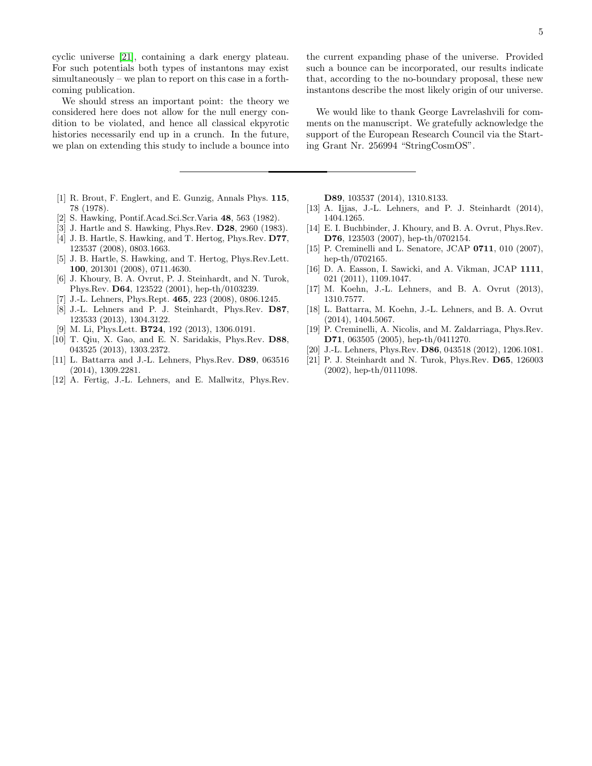cyclic universe [21], containing a dark energy plateau. For such potentials both types of instantons may exist simultaneously – we plan to report on this case in a forthcoming publication.

We should stress an important point: the theory we considered here does not allow for the null energy condition to be violated, and hence all classical ekpyrotic histories necessarily end up in a crunch. In the future, we plan on extending this study to include a bounce into the current expanding phase of the universe. Provided such a bounce can be incorporated, our results indicate that, according to the no-boundary proposal, these new instantons describe the most likely origin of our universe.

We would like to thank George Lavrelashvili for comments on the manuscript. We gratefully acknowledge the support of the European Research Council via the Starting Grant Nr. 256994 "StringCosmOS".

---

[1] R. Brout, F. Englert, and E. Gunzig, Annals Phys. **115**, 78 (1978).

[2] S. Hawking, Pontif.Acad.Sci.Scr.Varia **48**, 563 (1982).

[3] J. Hartle and S. Hawking, Phys.Rev. **D28**, 2960 (1983).

[4] J. B. Hartle, S. Hawking, and T. Hertog, Phys.Rev. **D77**, 123537 (2008), 0803.1663.

[5] J. B. Hartle, S. Hawking, and T. Hertog, Phys.Rev.Lett. **100**, 201301 (2008), 0711.4630.

[6] J. Khoury, B. A. Ovrut, P. J. Steinhardt, and N. Turok, Phys.Rev. **D64**, 123522 (2001), hep-th/0103239.

[7] J.-L. Lehners, Phys.Rept. **465**, 223 (2008), 0806.1245.

[8] J.-L. Lehners and P. J. Steinhardt, Phys.Rev. **D87**, 123533 (2013), 1304.3122.

[9] M. Li, Phys.Lett. **B724**, 192 (2013), 1306.0191.

[10] T. Qiu, X. Gao, and E. N. Saridakis, Phys.Rev. **D88**, 043525 (2013), 1303.2372.

[11] L. Battarra and J.-L. Lehners, Phys.Rev. **D89**, 063516 (2014), 1309.2281.

[12] A. Fertig, J.-L. Lehners, and E. Mallwitz, Phys.Rev. **D89**, 103537 (2014), 1310.8133.

[13] A. Ijjas, J.-L. Lehners, and P. J. Steinhardt (2014), 1404.1265.

[14] E. I. Buchbinder, J. Khoury, and B. A. Ovrut, Phys.Rev. **D76**, 123503 (2007), hep-th/0702154.

[15] P. Creminelli and L. Senatore, JCAP **0711**, 010 (2007), hep-th/0702165.

[16] D. A. Easson, I. Sawicki, and A. Vikman, JCAP **1111**, 021 (2011), 1109.1047.

[17] M. Koehn, J.-L. Lehners, and B. A. Ovrut (2013), 1310.7577.

[18] L. Battarra, M. Koehn, J.-L. Lehners, and B. A. Ovrut (2014), 1404.5067.

[19] P. Creminelli, A. Nicolis, and M. Zaldarriaga, Phys.Rev. **D71**, 063505 (2005), hep-th/0411270.

[20] J.-L. Lehners, Phys.Rev. **D86**, 043518 (2012), 1206.1081.

[21] P. J. Steinhardt and N. Turok, Phys.Rev. **D65**, 126003 (2002), hep-th/0111098.